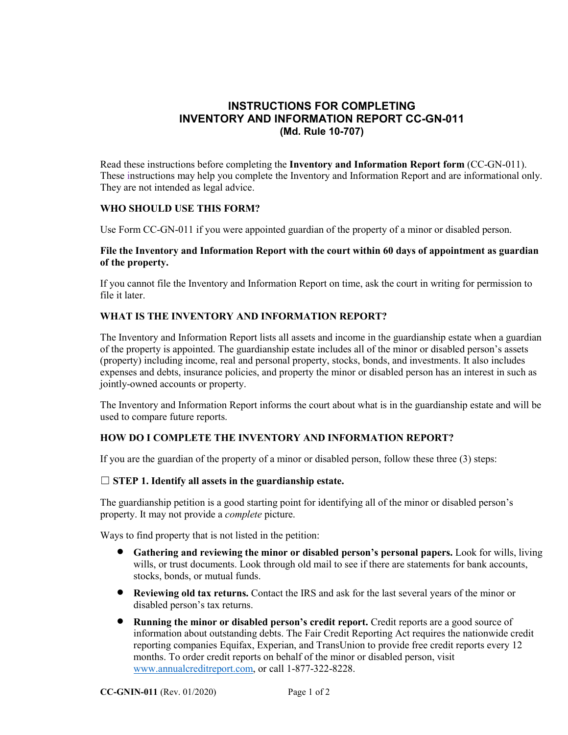# INSTRUCTIONS FOR COMPLETING INVENTORY AND INFORMATION REPORT CC-GN-011 (Md. Rule 10-707)

Read these instructions before completing the **Inventory and Information Report form** (CC-GN-011). These instructions may help you complete the Inventory and Information Report and are informational only. They are not intended as legal advice.

## WHO SHOULD USE THIS FORM?

Use Form CC-GN-011 if you were appointed guardian of the property of a minor or disabled person.

**File the Inventory and Information Report with the court within 60 days of appointment as guardian of the property.**

If you cannot file the Inventory and Information Report on time, ask the court in writing for permission to file it later.

## WHAT IS THE INVENTORY AND INFORMATION REPORT?

The Inventory and Information Report lists all assets and income in the guardianship estate when a guardian of the property is appointed. The guardianship estate includes all of the minor or disabled person's assets (property) including income, real and personal property, stocks, bonds, and investments. It also includes expenses and debts, insurance policies, and property the minor or disabled person has an interest in such as jointly-owned accounts or property.

The Inventory and Information Report informs the court about what is in the guardianship estate and will be used to compare future reports.

## HOW DO I COMPLETE THE INVENTORY AND INFORMATION REPORT?

If you are the guardian of the property of a minor or disabled person, follow these three (3) steps:

☐ **STEP 1. Identify all assets in the guardianship estate.**

The guardianship petition is a good starting point for identifying all of the minor or disabled person's property. It may not provide a *complete* picture.

Ways to find property that is not listed in the petition:

- **Gathering and reviewing the minor or disabled person's personal papers.** Look for wills, living wills, or trust documents. Look through old mail to see if there are statements for bank accounts, stocks, bonds, or mutual funds.
- **Reviewing old tax returns.** Contact the IRS and ask for the last several years of the minor or disabled person's tax returns.
- **Running the minor or disabled person's credit report.** Credit reports are a good source of information about outstanding debts. The Fair Credit Reporting Act requires the nationwide credit reporting companies Equifax, Experian, and TransUnion to provide free credit reports every 12 months. To order credit reports on behalf of the minor or disabled person, visit www.annualcreditreport.com, or call 1-877-322-8228.

**CC-GNIN-011** (Rev. 01/2020)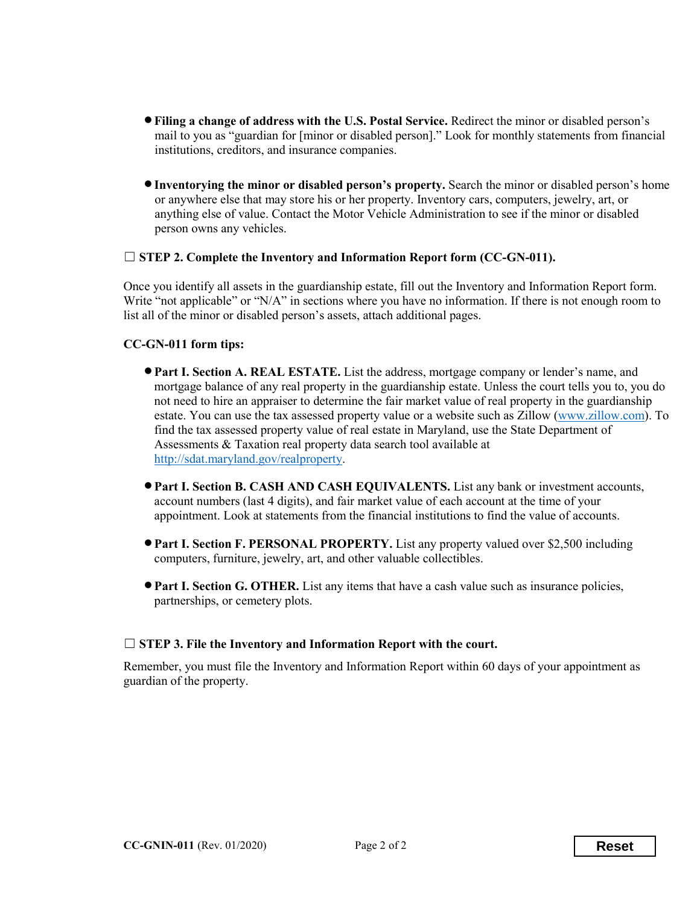- **Filing a change of address with the U.S. Postal Service.** Redirect the minor or disabled person's mail to you as "guardian for [minor or disabled person]." Look for monthly statements from financial institutions, creditors, and insurance companies.

- **Inventorying the minor or disabled person's property.** Search the minor or disabled person's home or anywhere else that may store his or her property. Inventory cars, computers, jewelry, art, or anything else of value. Contact the Motor Vehicle Administration to see if the minor or disabled person owns any vehicles.

☐ **STEP 2. Complete the Inventory and Information Report form (CC-GN-011).**

Once you identify all assets in the guardianship estate, fill out the Inventory and Information Report form. Write "not applicable" or "N/A" in sections where you have no information. If there is not enough room to list all of the minor or disabled person's assets, attach additional pages.

**CC-GN-011 form tips:**

- **Part I. Section A. REAL ESTATE.** List the address, mortgage company or lender's name, and mortgage balance of any real property in the guardianship estate. Unless the court tells you to, you do not need to hire an appraiser to determine the fair market value of real property in the guardianship estate. You can use the tax assessed property value or a website such as Zillow (www.zillow.com). To find the tax assessed property value of real estate in Maryland, use the State Department of Assessments & Taxation real property data search tool available at http://sdat.maryland.gov/realproperty.

- **Part I. Section B. CASH AND CASH EQUIVALENTS.** List any bank or investment accounts, account numbers (last 4 digits), and fair market value of each account at the time of your appointment. Look at statements from the financial institutions to find the value of accounts.

- **Part I. Section F. PERSONAL PROPERTY.** List any property valued over $2,500 including computers, furniture, jewelry, art, and other valuable collectibles.

- **Part I. Section G. OTHER.** List any items that have a cash value such as insurance policies, partnerships, or cemetery plots.

☐ **STEP 3. File the Inventory and Information Report with the court.**

Remember, you must file the Inventory and Information Report within 60 days of your appointment as guardian of the property.

**CC-GNIN-011** (Rev. 01/2020)